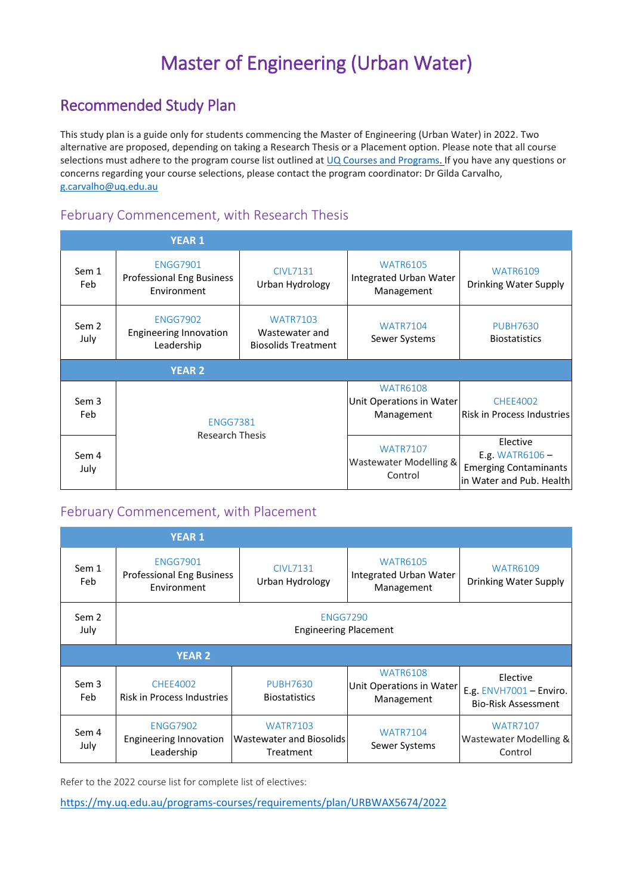# Master of Engineering (Urban Water)

## Recommended Study Plan

This study plan is a guide only for students commencing the Master of Engineering (Urban Water) in 2022. Two alternative are proposed, depending on taking a Research Thesis or a Placement option. Please note that all course selections must adhere to the program course list outlined at UQ Courses and Programs. If you have any questions or concerns regarding your course selections, please contact the program coordinator: Dr Gilda Carvalho, g.carvalho@uq.edu.au

### February Commencement, with Research Thesis

| YEAR 1 | | | | |
|---|---|---|---|---|
| Sem 1 Feb | ENGG7901 Professional Eng Business Environment | CIVL7131 Urban Hydrology | WATR6105 Integrated Urban Water Management | WATR6109 Drinking Water Supply |
| Sem 2 July | ENGG7902 Engineering Innovation Leadership | WATR7103 Wastewater and Biosolids Treatment | WATR7104 Sewer Systems | PUBH7630 Biostatistics |
| **YEAR 2** | | | | |
| Sem 3 Feb | ENGG7381 Research Thesis | | WATR6108 Unit Operations in Water Management | CHEE4002 Risk in Process Industries |
| Sem 4 July | ENGG7381 Research Thesis | | WATR7107 Wastewater Modelling & Control | Elective E.g. WATR6106 – Emerging Contaminants in Water and Pub. Health |

### February Commencement, with Placement

| YEAR 1 | | | | |
|---|---|---|---|---|
| Sem 1 Feb | ENGG7901 Professional Eng Business Environment | CIVL7131 Urban Hydrology | WATR6105 Integrated Urban Water Management | WATR6109 Drinking Water Supply |
| Sem 2 July | ENGG7290 Engineering Placement | | | |
| **YEAR 2** | | | | |
| Sem 3 Feb | CHEE4002 Risk in Process Industries | PUBH7630 Biostatistics | WATR6108 Unit Operations in Water Management | Elective E.g. ENVH7001 – Enviro. Bio-Risk Assessment |
| Sem 4 July | ENGG7902 Engineering Innovation Leadership | WATR7103 Wastewater and Biosolids Treatment | WATR7104 Sewer Systems | WATR7107 Wastewater Modelling & Control |

Refer to the 2022 course list for complete list of electives:

https://my.uq.edu.au/programs-courses/requirements/plan/URBWAX5674/2022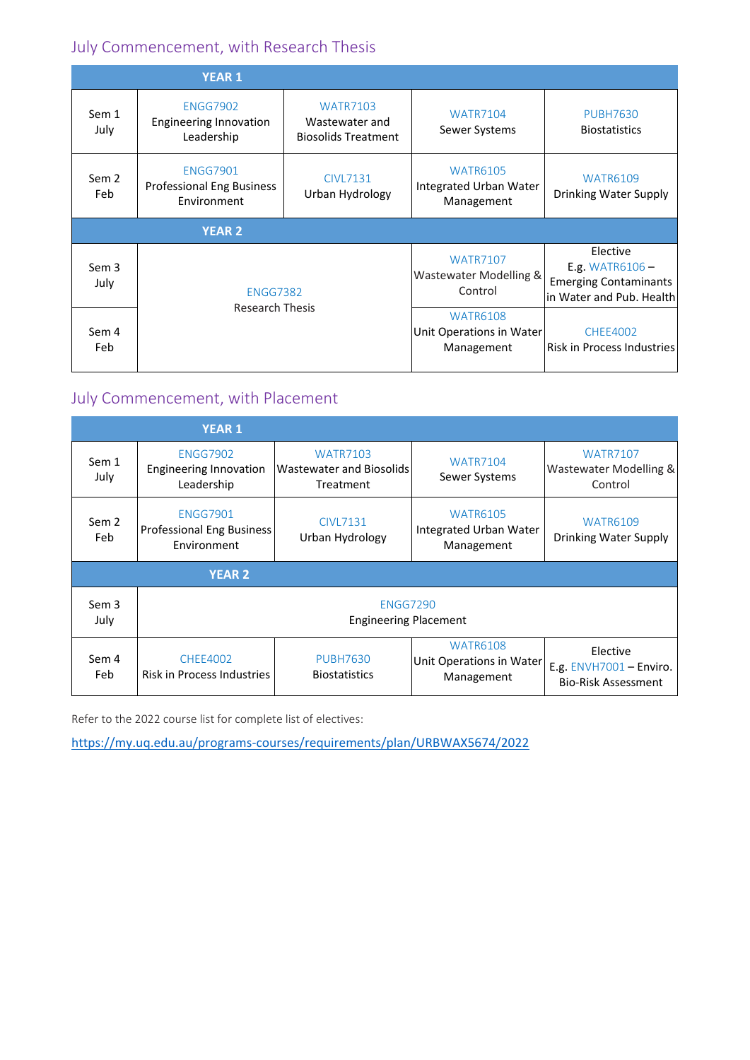## July Commencement, with Research Thesis

| YEAR 1 | | | | |
|---|---|---|---|---|
| Sem 1 July | ENGG7902 Engineering Innovation Leadership | WATR7103 Wastewater and Biosolids Treatment | WATR7104 Sewer Systems | PUBH7630 Biostatistics |
| Sem 2 Feb | ENGG7901 Professional Eng Business Environment | CIVL7131 Urban Hydrology | WATR6105 Integrated Urban Water Management | WATR6109 Drinking Water Supply |
| **YEAR 2** | | | | |
| Sem 3 July | ENGG7382 Research Thesis | | WATR7107 Wastewater Modelling & Control | Elective E.g. WATR6106 – Emerging Contaminants in Water and Pub. Health |
| Sem 4 Feb | | | WATR6108 Unit Operations in Water Management | CHEE4002 Risk in Process Industries |

## July Commencement, with Placement

| YEAR 1 | | | | |
|---|---|---|---|---|
| Sem 1 July | ENGG7902 Engineering Innovation Leadership | WATR7103 Wastewater and Biosolids Treatment | WATR7104 Sewer Systems | WATR7107 Wastewater Modelling & Control |
| Sem 2 Feb | ENGG7901 Professional Eng Business Environment | CIVL7131 Urban Hydrology | WATR6105 Integrated Urban Water Management | WATR6109 Drinking Water Supply |
| **YEAR 2** | | | | |
| Sem 3 July | ENGG7290 Engineering Placement | | | |
| Sem 4 Feb | CHEE4002 Risk in Process Industries | PUBH7630 Biostatistics | WATR6108 Unit Operations in Water Management | Elective E.g. ENVH7001 – Enviro. Bio-Risk Assessment |

Refer to the 2022 course list for complete list of electives:

https://my.uq.edu.au/programs-courses/requirements/plan/URBWAX5674/2022